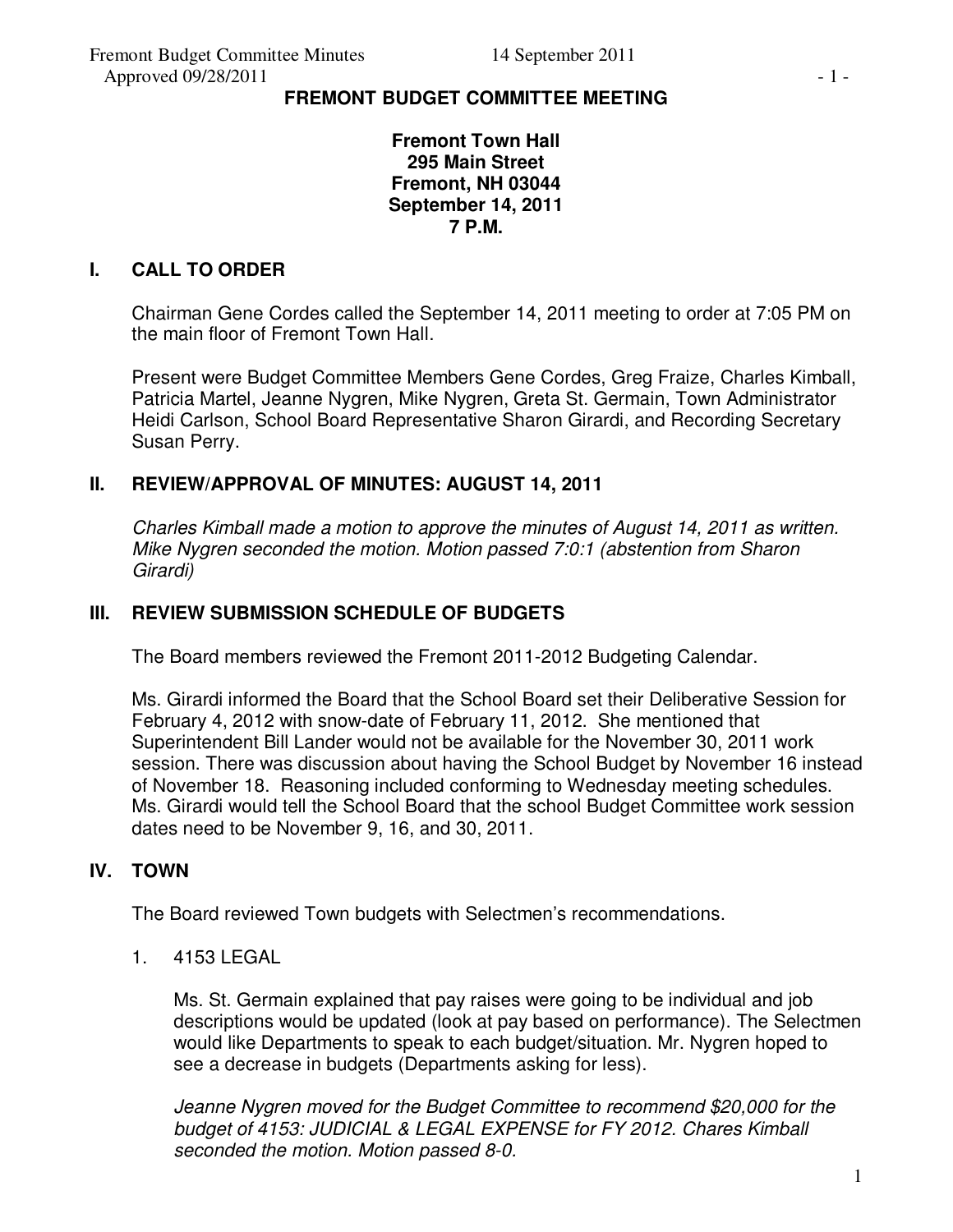# FREMONT BUDGET COMMITTEE MEETING

**Fremont Town Hall**
**295 Main Street**
**Fremont, NH 03044**
**September 14, 2011**
**7 P.M.**

## I. CALL TO ORDER

Chairman Gene Cordes called the September 14, 2011 meeting to order at 7:05 PM on the main floor of Fremont Town Hall.

Present were Budget Committee Members Gene Cordes, Greg Fraize, Charles Kimball, Patricia Martel, Jeanne Nygren, Mike Nygren, Greta St. Germain, Town Administrator Heidi Carlson, School Board Representative Sharon Girardi, and Recording Secretary Susan Perry.

## II. REVIEW/APPROVAL OF MINUTES: AUGUST 14, 2011

*Charles Kimball made a motion to approve the minutes of August 14, 2011 as written. Mike Nygren seconded the motion. Motion passed 7:0:1 (abstention from Sharon Girardi)*

## III. REVIEW SUBMISSION SCHEDULE OF BUDGETS

The Board members reviewed the Fremont 2011-2012 Budgeting Calendar.

Ms. Girardi informed the Board that the School Board set their Deliberative Session for February 4, 2012 with snow-date of February 11, 2012. She mentioned that Superintendent Bill Lander would not be available for the November 30, 2011 work session. There was discussion about having the School Budget by November 16 instead of November 18. Reasoning included conforming to Wednesday meeting schedules. Ms. Girardi would tell the School Board that the school Budget Committee work session dates need to be November 9, 16, and 30, 2011.

## IV. TOWN

The Board reviewed Town budgets with Selectmen's recommendations.

1. 4153 LEGAL

   Ms. St. Germain explained that pay raises were going to be individual and job descriptions would be updated (look at pay based on performance). The Selectmen would like Departments to speak to each budget/situation. Mr. Nygren hoped to see a decrease in budgets (Departments asking for less).

   *Jeanne Nygren moved for the Budget Committee to recommend $20,000 for the budget of 4153: JUDICIAL & LEGAL EXPENSE for FY 2012. Chares Kimball seconded the motion. Motion passed 8-0.*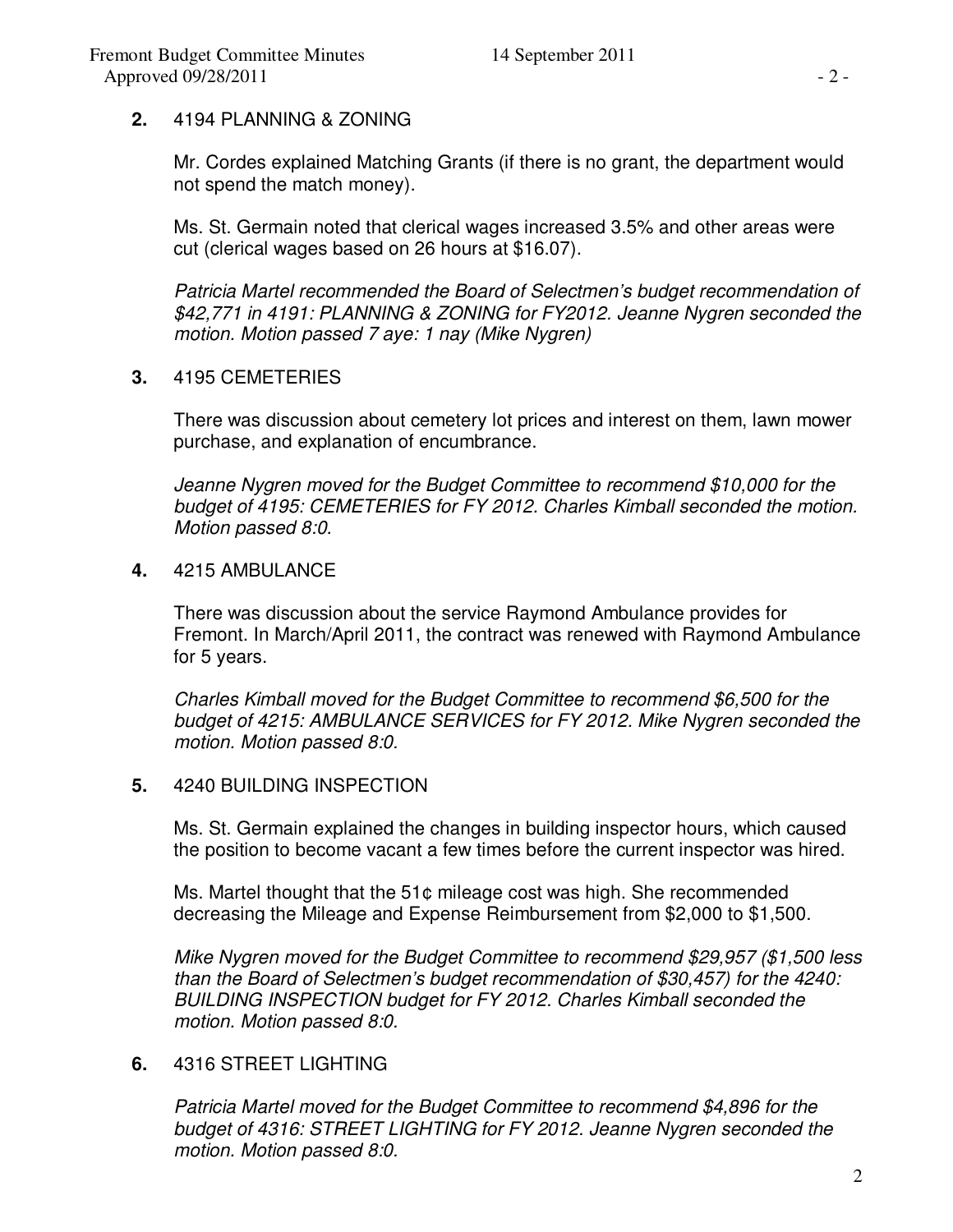**2.** 4194 PLANNING & ZONING

Mr. Cordes explained Matching Grants (if there is no grant, the department would not spend the match money).

Ms. St. Germain noted that clerical wages increased 3.5% and other areas were cut (clerical wages based on 26 hours at $16.07).

*Patricia Martel recommended the Board of Selectmen's budget recommendation of $42,771 in 4191: PLANNING & ZONING for FY2012. Jeanne Nygren seconded the motion. Motion passed 7 aye: 1 nay (Mike Nygren)*

**3.** 4195 CEMETERIES

There was discussion about cemetery lot prices and interest on them, lawn mower purchase, and explanation of encumbrance.

*Jeanne Nygren moved for the Budget Committee to recommend $10,000 for the budget of 4195: CEMETERIES for FY 2012. Charles Kimball seconded the motion. Motion passed 8:0.*

**4.** 4215 AMBULANCE

There was discussion about the service Raymond Ambulance provides for Fremont. In March/April 2011, the contract was renewed with Raymond Ambulance for 5 years.

*Charles Kimball moved for the Budget Committee to recommend $6,500 for the budget of 4215: AMBULANCE SERVICES for FY 2012. Mike Nygren seconded the motion. Motion passed 8:0.*

**5.** 4240 BUILDING INSPECTION

Ms. St. Germain explained the changes in building inspector hours, which caused the position to become vacant a few times before the current inspector was hired.

Ms. Martel thought that the 51¢ mileage cost was high. She recommended decreasing the Mileage and Expense Reimbursement from $2,000 to $1,500.

*Mike Nygren moved for the Budget Committee to recommend $29,957 ($1,500 less than the Board of Selectmen's budget recommendation of $30,457) for the 4240: BUILDING INSPECTION budget for FY 2012. Charles Kimball seconded the motion. Motion passed 8:0.*

**6.** 4316 STREET LIGHTING

*Patricia Martel moved for the Budget Committee to recommend $4,896 for the budget of 4316: STREET LIGHTING for FY 2012. Jeanne Nygren seconded the motion. Motion passed 8:0.*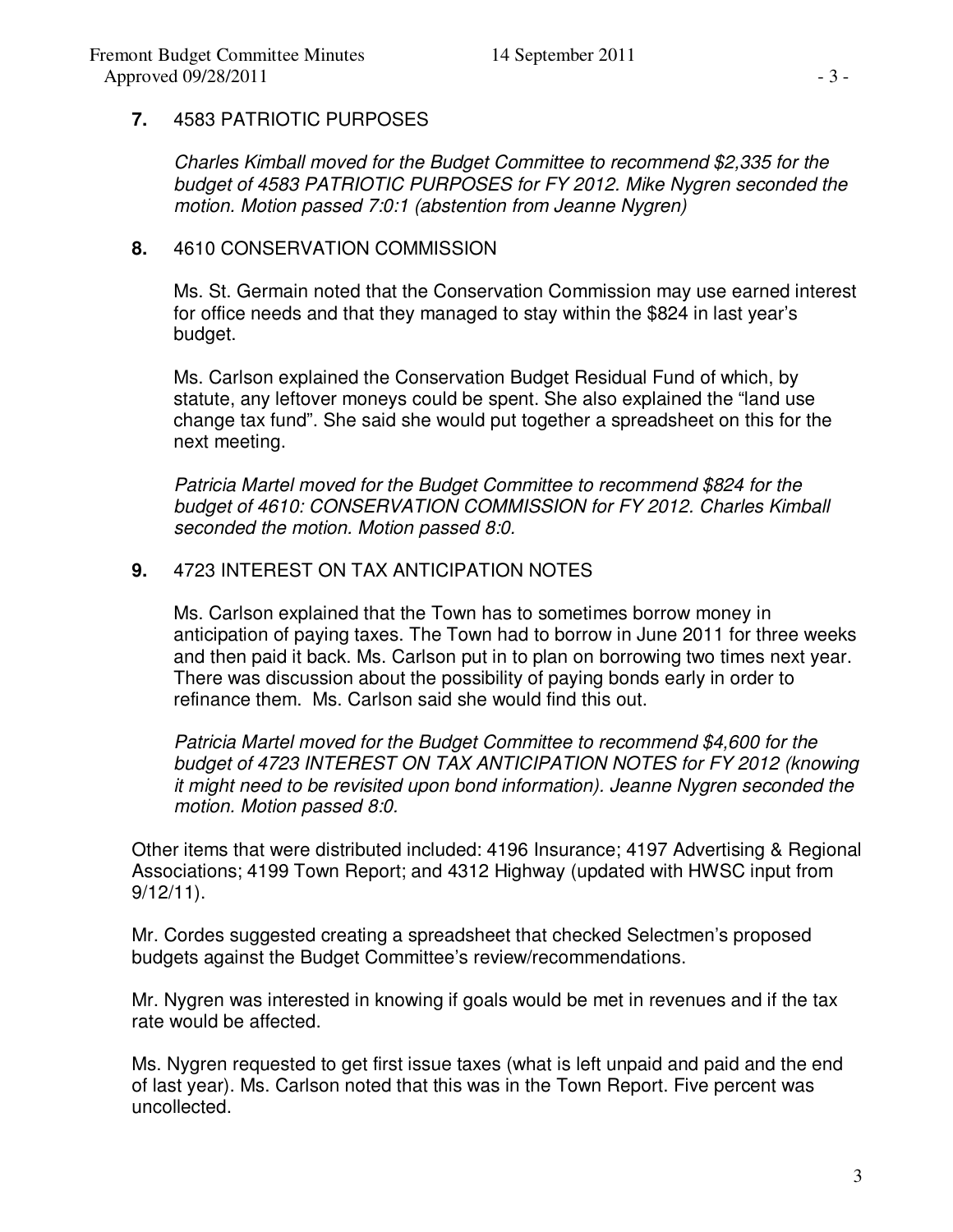**7.** 4583 PATRIOTIC PURPOSES

*Charles Kimball moved for the Budget Committee to recommend $2,335 for the budget of 4583 PATRIOTIC PURPOSES for FY 2012. Mike Nygren seconded the motion. Motion passed 7:0:1 (abstention from Jeanne Nygren)*

**8.** 4610 CONSERVATION COMMISSION

Ms. St. Germain noted that the Conservation Commission may use earned interest for office needs and that they managed to stay within the $824 in last year's budget.

Ms. Carlson explained the Conservation Budget Residual Fund of which, by statute, any leftover moneys could be spent. She also explained the "land use change tax fund". She said she would put together a spreadsheet on this for the next meeting.

*Patricia Martel moved for the Budget Committee to recommend $824 for the budget of 4610: CONSERVATION COMMISSION for FY 2012. Charles Kimball seconded the motion. Motion passed 8:0.*

**9.** 4723 INTEREST ON TAX ANTICIPATION NOTES

Ms. Carlson explained that the Town has to sometimes borrow money in anticipation of paying taxes. The Town had to borrow in June 2011 for three weeks and then paid it back. Ms. Carlson put in to plan on borrowing two times next year. There was discussion about the possibility of paying bonds early in order to refinance them. Ms. Carlson said she would find this out.

*Patricia Martel moved for the Budget Committee to recommend $4,600 for the budget of 4723 INTEREST ON TAX ANTICIPATION NOTES for FY 2012 (knowing it might need to be revisited upon bond information). Jeanne Nygren seconded the motion. Motion passed 8:0.*

Other items that were distributed included: 4196 Insurance; 4197 Advertising & Regional Associations; 4199 Town Report; and 4312 Highway (updated with HWSC input from 9/12/11).

Mr. Cordes suggested creating a spreadsheet that checked Selectmen's proposed budgets against the Budget Committee's review/recommendations.

Mr. Nygren was interested in knowing if goals would be met in revenues and if the tax rate would be affected.

Ms. Nygren requested to get first issue taxes (what is left unpaid and paid and the end of last year). Ms. Carlson noted that this was in the Town Report. Five percent was uncollected.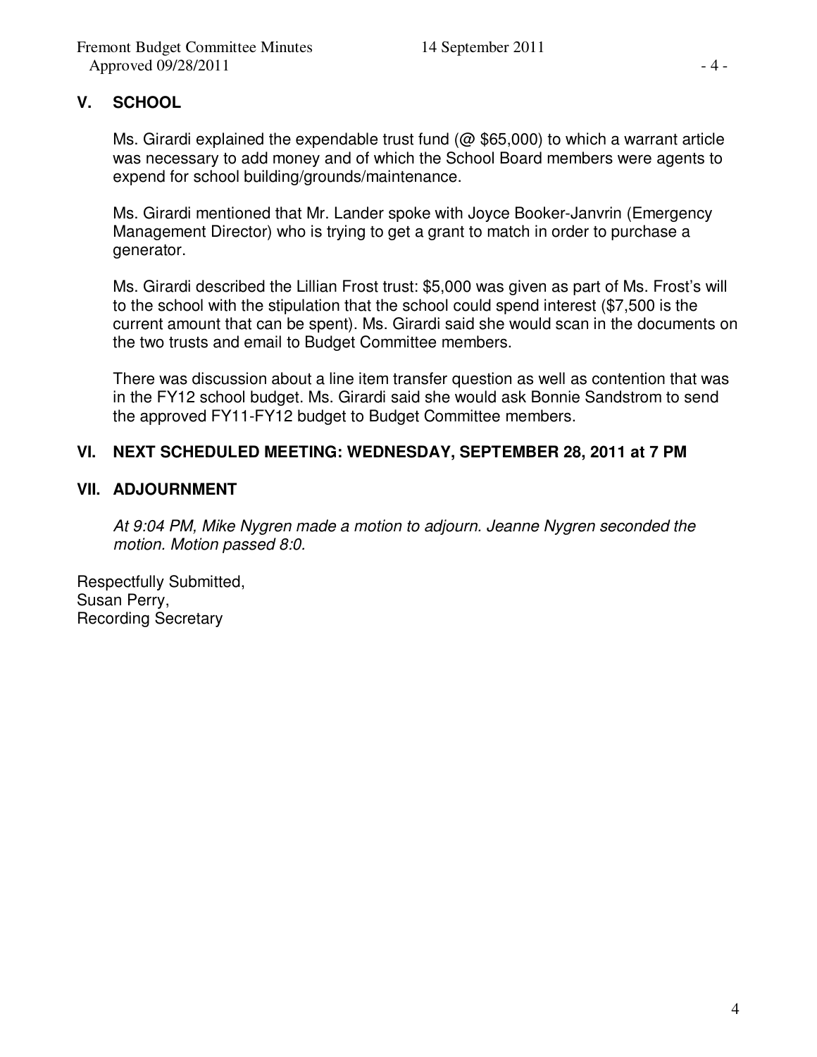## V. SCHOOL

Ms. Girardi explained the expendable trust fund (@ $65,000) to which a warrant article was necessary to add money and of which the School Board members were agents to expend for school building/grounds/maintenance.

Ms. Girardi mentioned that Mr. Lander spoke with Joyce Booker-Janvrin (Emergency Management Director) who is trying to get a grant to match in order to purchase a generator.

Ms. Girardi described the Lillian Frost trust: $5,000 was given as part of Ms. Frost's will to the school with the stipulation that the school could spend interest ($7,500 is the current amount that can be spent). Ms. Girardi said she would scan in the documents on the two trusts and email to Budget Committee members.

There was discussion about a line item transfer question as well as contention that was in the FY12 school budget. Ms. Girardi said she would ask Bonnie Sandstrom to send the approved FY11-FY12 budget to Budget Committee members.

## VI. NEXT SCHEDULED MEETING: WEDNESDAY, SEPTEMBER 28, 2011 at 7 PM

## VII. ADJOURNMENT

*At 9:04 PM, Mike Nygren made a motion to adjourn. Jeanne Nygren seconded the motion. Motion passed 8:0.*

Respectfully Submitted,
Susan Perry,
Recording Secretary